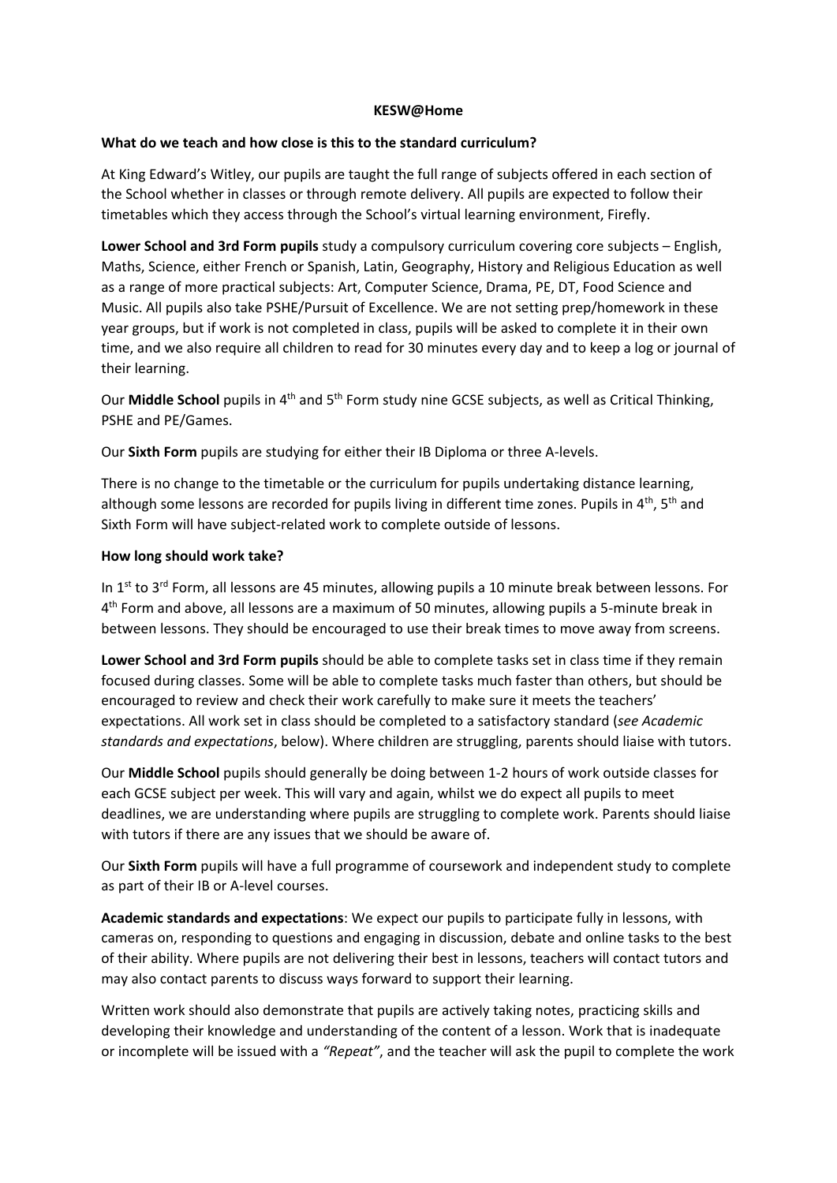# KESW@Home

**What do we teach and how close is this to the standard curriculum?**

At King Edward's Witley, our pupils are taught the full range of subjects offered in each section of the School whether in classes or through remote delivery. All pupils are expected to follow their timetables which they access through the School's virtual learning environment, Firefly.

**Lower School and 3rd Form pupils** study a compulsory curriculum covering core subjects – English, Maths, Science, either French or Spanish, Latin, Geography, History and Religious Education as well as a range of more practical subjects: Art, Computer Science, Drama, PE, DT, Food Science and Music. All pupils also take PSHE/Pursuit of Excellence. We are not setting prep/homework in these year groups, but if work is not completed in class, pupils will be asked to complete it in their own time, and we also require all children to read for 30 minutes every day and to keep a log or journal of their learning.

Our **Middle School** pupils in 4th and 5th Form study nine GCSE subjects, as well as Critical Thinking, PSHE and PE/Games.

Our **Sixth Form** pupils are studying for either their IB Diploma or three A-levels.

There is no change to the timetable or the curriculum for pupils undertaking distance learning, although some lessons are recorded for pupils living in different time zones. Pupils in 4th, 5th and Sixth Form will have subject-related work to complete outside of lessons.

**How long should work take?**

In 1st to 3rd Form, all lessons are 45 minutes, allowing pupils a 10 minute break between lessons. For 4th Form and above, all lessons are a maximum of 50 minutes, allowing pupils a 5-minute break in between lessons. They should be encouraged to use their break times to move away from screens.

**Lower School and 3rd Form pupils** should be able to complete tasks set in class time if they remain focused during classes. Some will be able to complete tasks much faster than others, but should be encouraged to review and check their work carefully to make sure it meets the teachers' expectations. All work set in class should be completed to a satisfactory standard (*see Academic standards and expectations*, below). Where children are struggling, parents should liaise with tutors.

Our **Middle School** pupils should generally be doing between 1-2 hours of work outside classes for each GCSE subject per week. This will vary and again, whilst we do expect all pupils to meet deadlines, we are understanding where pupils are struggling to complete work. Parents should liaise with tutors if there are any issues that we should be aware of.

Our **Sixth Form** pupils will have a full programme of coursework and independent study to complete as part of their IB or A-level courses.

**Academic standards and expectations**: We expect our pupils to participate fully in lessons, with cameras on, responding to questions and engaging in discussion, debate and online tasks to the best of their ability. Where pupils are not delivering their best in lessons, teachers will contact tutors and may also contact parents to discuss ways forward to support their learning.

Written work should also demonstrate that pupils are actively taking notes, practicing skills and developing their knowledge and understanding of the content of a lesson. Work that is inadequate or incomplete will be issued with a *"Repeat"*, and the teacher will ask the pupil to complete the work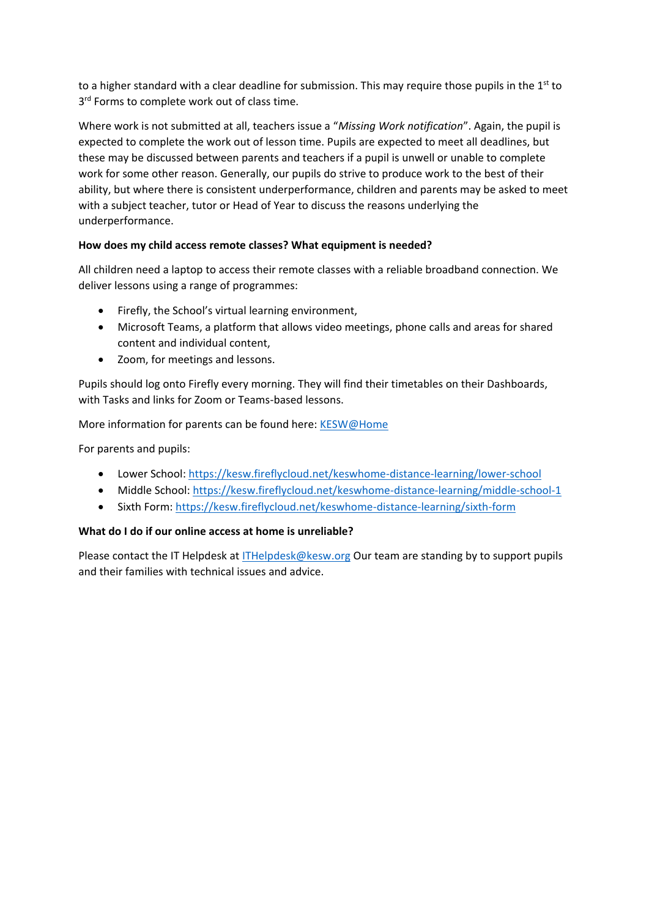to a higher standard with a clear deadline for submission. This may require those pupils in the 1st to 3rd Forms to complete work out of class time.

Where work is not submitted at all, teachers issue a "*Missing Work notification*". Again, the pupil is expected to complete the work out of lesson time. Pupils are expected to meet all deadlines, but these may be discussed between parents and teachers if a pupil is unwell or unable to complete work for some other reason. Generally, our pupils do strive to produce work to the best of their ability, but where there is consistent underperformance, children and parents may be asked to meet with a subject teacher, tutor or Head of Year to discuss the reasons underlying the underperformance.

**How does my child access remote classes? What equipment is needed?**

All children need a laptop to access their remote classes with a reliable broadband connection. We deliver lessons using a range of programmes:

- Firefly, the School's virtual learning environment,
- Microsoft Teams, a platform that allows video meetings, phone calls and areas for shared content and individual content,
- Zoom, for meetings and lessons.

Pupils should log onto Firefly every morning. They will find their timetables on their Dashboards, with Tasks and links for Zoom or Teams-based lessons.

More information for parents can be found here: KESW@Home

For parents and pupils:

- Lower School: https://kesw.fireflycloud.net/keswhome-distance-learning/lower-school
- Middle School: https://kesw.fireflycloud.net/keswhome-distance-learning/middle-school-1
- Sixth Form: https://kesw.fireflycloud.net/keswhome-distance-learning/sixth-form

**What do I do if our online access at home is unreliable?**

Please contact the IT Helpdesk at ITHelpdesk@kesw.org Our team are standing by to support pupils and their families with technical issues and advice.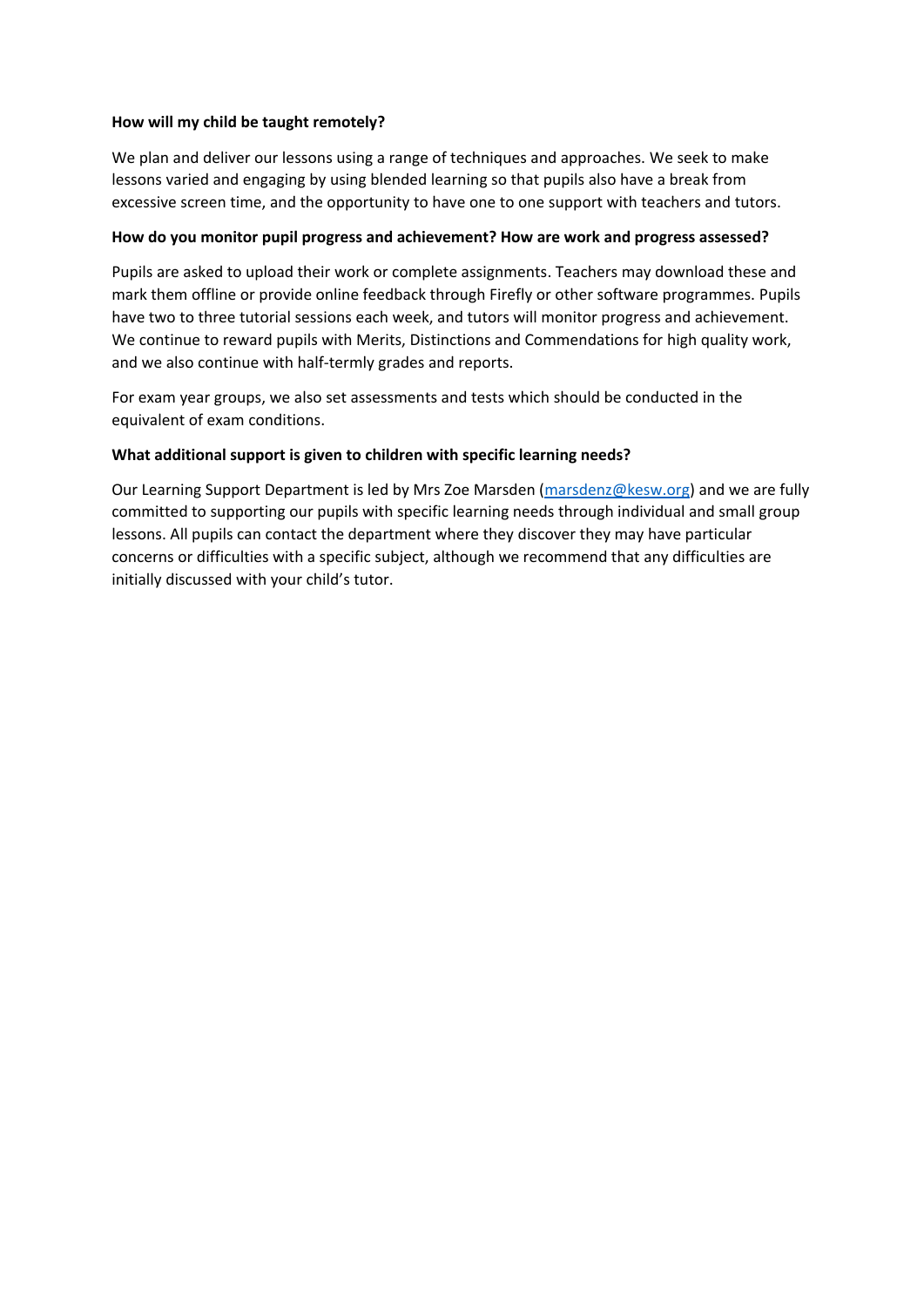**How will my child be taught remotely?**

We plan and deliver our lessons using a range of techniques and approaches. We seek to make lessons varied and engaging by using blended learning so that pupils also have a break from excessive screen time, and the opportunity to have one to one support with teachers and tutors.

**How do you monitor pupil progress and achievement? How are work and progress assessed?**

Pupils are asked to upload their work or complete assignments. Teachers may download these and mark them offline or provide online feedback through Firefly or other software programmes. Pupils have two to three tutorial sessions each week, and tutors will monitor progress and achievement. We continue to reward pupils with Merits, Distinctions and Commendations for high quality work, and we also continue with half-termly grades and reports.

For exam year groups, we also set assessments and tests which should be conducted in the equivalent of exam conditions.

**What additional support is given to children with specific learning needs?**

Our Learning Support Department is led by Mrs Zoe Marsden (marsdenz@kesw.org) and we are fully committed to supporting our pupils with specific learning needs through individual and small group lessons. All pupils can contact the department where they discover they may have particular concerns or difficulties with a specific subject, although we recommend that any difficulties are initially discussed with your child's tutor.